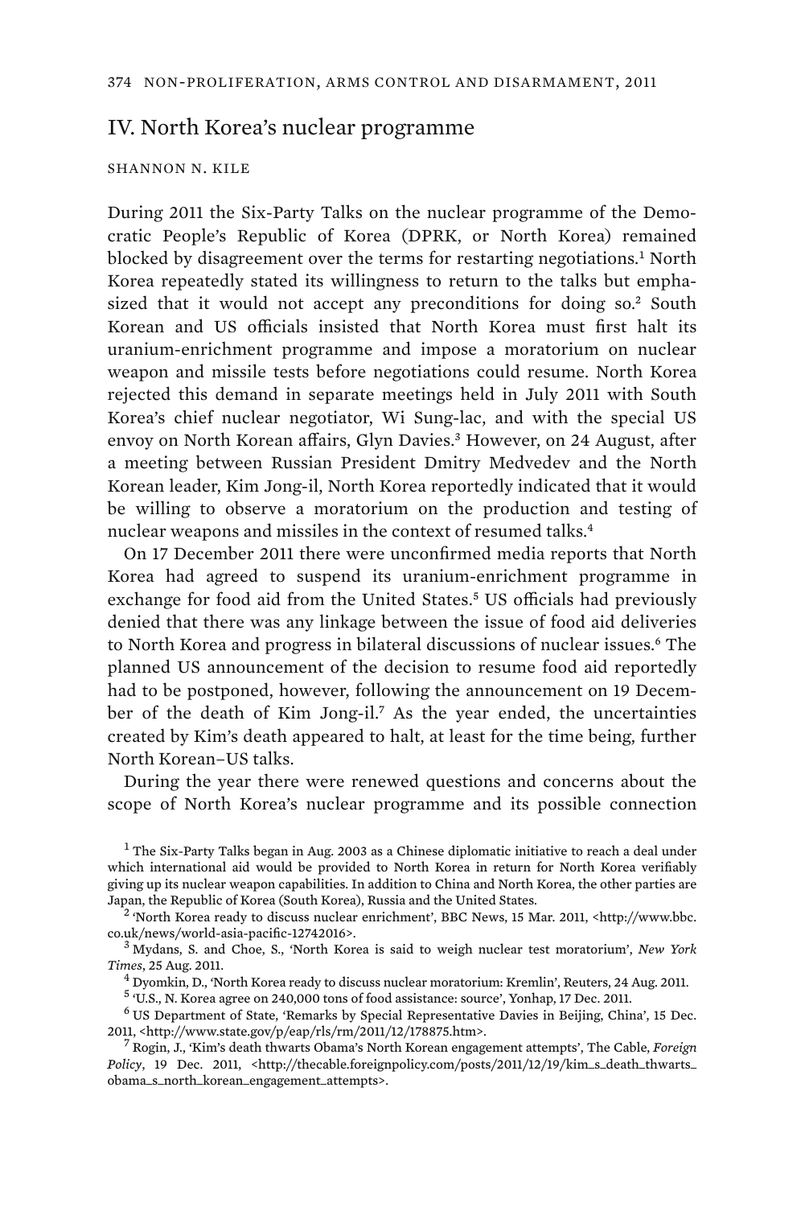## IV. North Korea's nuclear programme

SHANNON N. KILE

During 2011 the Six-Party Talks on the nuclear programme of the Democratic People's Republic of Korea (DPRK, or North Korea) remained blocked by disagreement over the terms for restarting negotiations.[1] North Korea repeatedly stated its willingness to return to the talks but emphasized that it would not accept any preconditions for doing so.[2] South Korean and US officials insisted that North Korea must first halt its uranium-enrichment programme and impose a moratorium on nuclear weapon and missile tests before negotiations could resume. North Korea rejected this demand in separate meetings held in July 2011 with South Korea's chief nuclear negotiator, Wi Sung-lac, and with the special US envoy on North Korean affairs, Glyn Davies.[3] However, on 24 August, after a meeting between Russian President Dmitry Medvedev and the North Korean leader, Kim Jong-il, North Korea reportedly indicated that it would be willing to observe a moratorium on the production and testing of nuclear weapons and missiles in the context of resumed talks.[4]

On 17 December 2011 there were unconfirmed media reports that North Korea had agreed to suspend its uranium-enrichment programme in exchange for food aid from the United States.[5] US officials had previously denied that there was any linkage between the issue of food aid deliveries to North Korea and progress in bilateral discussions of nuclear issues.[6] The planned US announcement of the decision to resume food aid reportedly had to be postponed, however, following the announcement on 19 December of the death of Kim Jong-il.[7] As the year ended, the uncertainties created by Kim's death appeared to halt, at least for the time being, further North Korean–US talks.

During the year there were renewed questions and concerns about the scope of North Korea's nuclear programme and its possible connection

[1] The Six-Party Talks began in Aug. 2003 as a Chinese diplomatic initiative to reach a deal under which international aid would be provided to North Korea in return for North Korea verifiably giving up its nuclear weapon capabilities. In addition to China and North Korea, the other parties are Japan, the Republic of Korea (South Korea), Russia and the United States.

[2] 'North Korea ready to discuss nuclear enrichment', BBC News, 15 Mar. 2011, <http://www.bbc.co.uk/news/world-asia-pacific-12742016>.

[3] Mydans, S. and Choe, S., 'North Korea is said to weigh nuclear test moratorium', *New York Times*, 25 Aug. 2011.

[4] Dyomkin, D., 'North Korea ready to discuss nuclear moratorium: Kremlin', Reuters, 24 Aug. 2011.

[5] 'U.S., N. Korea agree on 240,000 tons of food assistance: source', Yonhap, 17 Dec. 2011.

[6] US Department of State, 'Remarks by Special Representative Davies in Beijing, China', 15 Dec. 2011, <http://www.state.gov/p/eap/rls/rm/2011/12/178875.htm>.

[7] Rogin, J., 'Kim's death thwarts Obama's North Korean engagement attempts', The Cable, *Foreign Policy*, 19 Dec. 2011, <http://thecable.foreignpolicy.com/posts/2011/12/19/kim_s_death_thwarts_obama_s_north_korean_engagement_attempts>.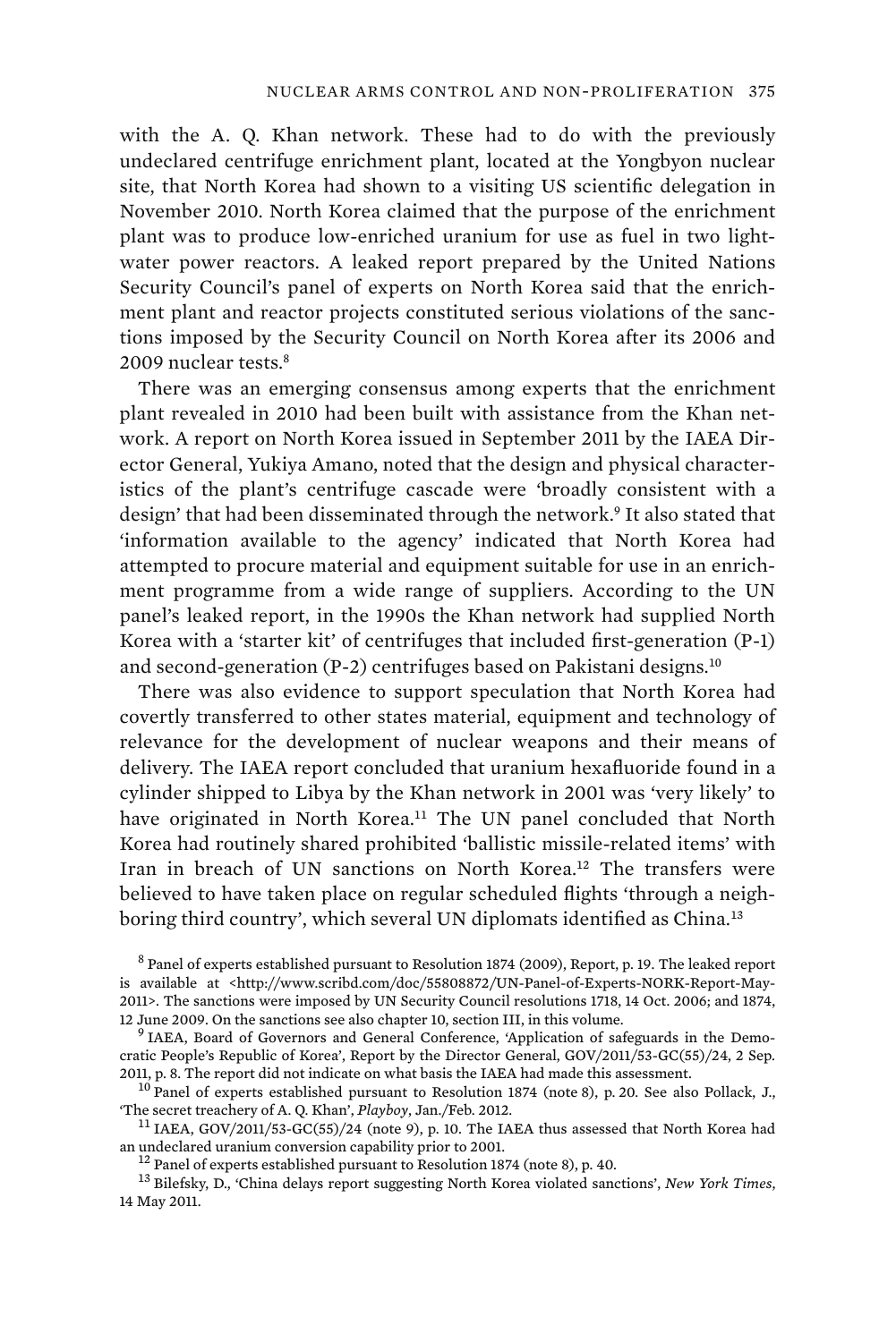with the A. Q. Khan network. These had to do with the previously undeclared centrifuge enrichment plant, located at the Yongbyon nuclear site, that North Korea had shown to a visiting US scientific delegation in November 2010. North Korea claimed that the purpose of the enrichment plant was to produce low-enriched uranium for use as fuel in two light-water power reactors. A leaked report prepared by the United Nations Security Council's panel of experts on North Korea said that the enrichment plant and reactor projects constituted serious violations of the sanctions imposed by the Security Council on North Korea after its 2006 and 2009 nuclear tests.[8]

There was an emerging consensus among experts that the enrichment plant revealed in 2010 had been built with assistance from the Khan network. A report on North Korea issued in September 2011 by the IAEA Director General, Yukiya Amano, noted that the design and physical characteristics of the plant's centrifuge cascade were 'broadly consistent with a design' that had been disseminated through the network.[9] It also stated that 'information available to the agency' indicated that North Korea had attempted to procure material and equipment suitable for use in an enrichment programme from a wide range of suppliers. According to the UN panel's leaked report, in the 1990s the Khan network had supplied North Korea with a 'starter kit' of centrifuges that included first-generation (P-1) and second-generation (P-2) centrifuges based on Pakistani designs.[10]

There was also evidence to support speculation that North Korea had covertly transferred to other states material, equipment and technology of relevance for the development of nuclear weapons and their means of delivery. The IAEA report concluded that uranium hexafluoride found in a cylinder shipped to Libya by the Khan network in 2001 was 'very likely' to have originated in North Korea.[11] The UN panel concluded that North Korea had routinely shared prohibited 'ballistic missile-related items' with Iran in breach of UN sanctions on North Korea.[12] The transfers were believed to have taken place on regular scheduled flights 'through a neighboring third country', which several UN diplomats identified as China.[13]

---

[8] Panel of experts established pursuant to Resolution 1874 (2009), Report, p. 19. The leaked report is available at <http://www.scribd.com/doc/55808872/UN-Panel-of-Experts-NORK-Report-May-2011>. The sanctions were imposed by UN Security Council resolutions 1718, 14 Oct. 2006; and 1874, 12 June 2009. On the sanctions see also chapter 10, section III, in this volume.

[9] IAEA, Board of Governors and General Conference, 'Application of safeguards in the Democratic People's Republic of Korea', Report by the Director General, GOV/2011/53-GC(55)/24, 2 Sep. 2011, p. 8. The report did not indicate on what basis the IAEA had made this assessment.

[10] Panel of experts established pursuant to Resolution 1874 (note 8), p. 20. See also Pollack, J., 'The secret treachery of A. Q. Khan', *Playboy*, Jan./Feb. 2012.

[11] IAEA, GOV/2011/53-GC(55)/24 (note 9), p. 10. The IAEA thus assessed that North Korea had an undeclared uranium conversion capability prior to 2001.

[12] Panel of experts established pursuant to Resolution 1874 (note 8), p. 40.

[13] Bilefsky, D., 'China delays report suggesting North Korea violated sanctions', *New York Times*, 14 May 2011.